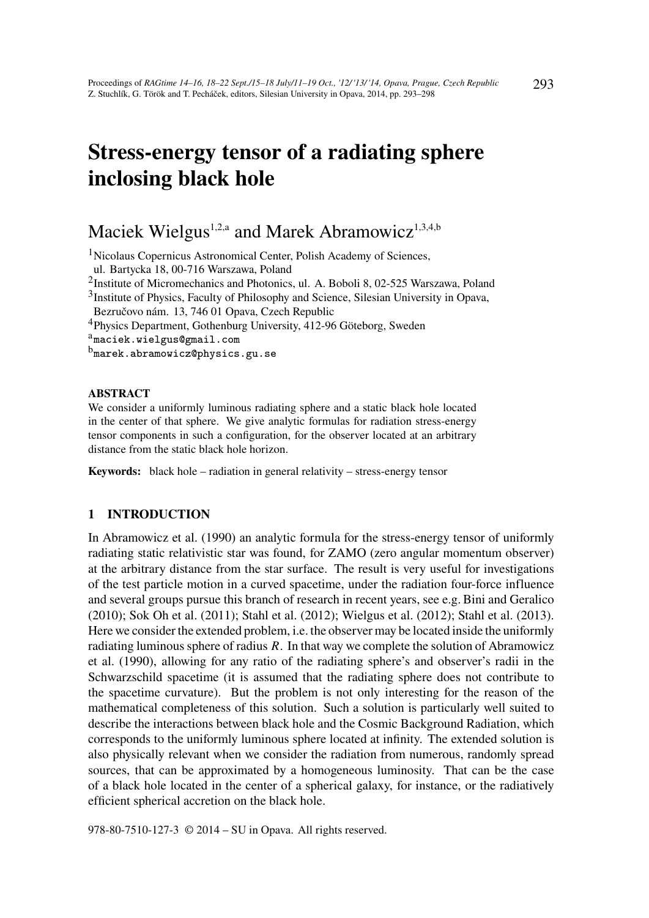# Stress-energy tensor of a radiating sphere inclosing black hole

Maciek Wielgus[1,2,a] and Marek Abramowicz[1,3,4,b]

[1]Nicolaus Copernicus Astronomical Center, Polish Academy of Sciences, ul. Bartycka 18, 00-716 Warszawa, Poland

[2]Institute of Micromechanics and Photonics, ul. A. Boboli 8, 02-525 Warszawa, Poland

[3]Institute of Physics, Faculty of Philosophy and Science, Silesian University in Opava, Bezručovo nám. 13, 746 01 Opava, Czech Republic

[4]Physics Department, Gothenburg University, 412-96 Göteborg, Sweden

[a]maciek.wielgus@gmail.com

[b]marek.abramowicz@physics.gu.se

**ABSTRACT**

We consider a uniformly luminous radiating sphere and a static black hole located in the center of that sphere. We give analytic formulas for radiation stress-energy tensor components in such a configuration, for the observer located at an arbitrary distance from the static black hole horizon.

**Keywords:** black hole – radiation in general relativity – stress-energy tensor

## 1 INTRODUCTION

In Abramowicz et al. (1990) an analytic formula for the stress-energy tensor of uniformly radiating static relativistic star was found, for ZAMO (zero angular momentum observer) at the arbitrary distance from the star surface. The result is very useful for investigations of the test particle motion in a curved spacetime, under the radiation four-force influence and several groups pursue this branch of research in recent years, see e.g. Bini and Geralico (2010); Sok Oh et al. (2011); Stahl et al. (2012); Wielgus et al. (2012); Stahl et al. (2013). Here we consider the extended problem, i.e. the observer may be located inside the uniformly radiating luminous sphere of radius $R$. In that way we complete the solution of Abramowicz et al. (1990), allowing for any ratio of the radiating sphere's and observer's radii in the Schwarzschild spacetime (it is assumed that the radiating sphere does not contribute to the spacetime curvature). But the problem is not only interesting for the reason of the mathematical completeness of this solution. Such a solution is particularly well suited to describe the interactions between black hole and the Cosmic Background Radiation, which corresponds to the uniformly luminous sphere located at infinity. The extended solution is also physically relevant when we consider the radiation from numerous, randomly spread sources, that can be approximated by a homogeneous luminosity. That can be the case of a black hole located in the center of a spherical galaxy, for instance, or the radiatively efficient spherical accretion on the black hole.

978-80-7510-127-3 © 2014 – SU in Opava. All rights reserved.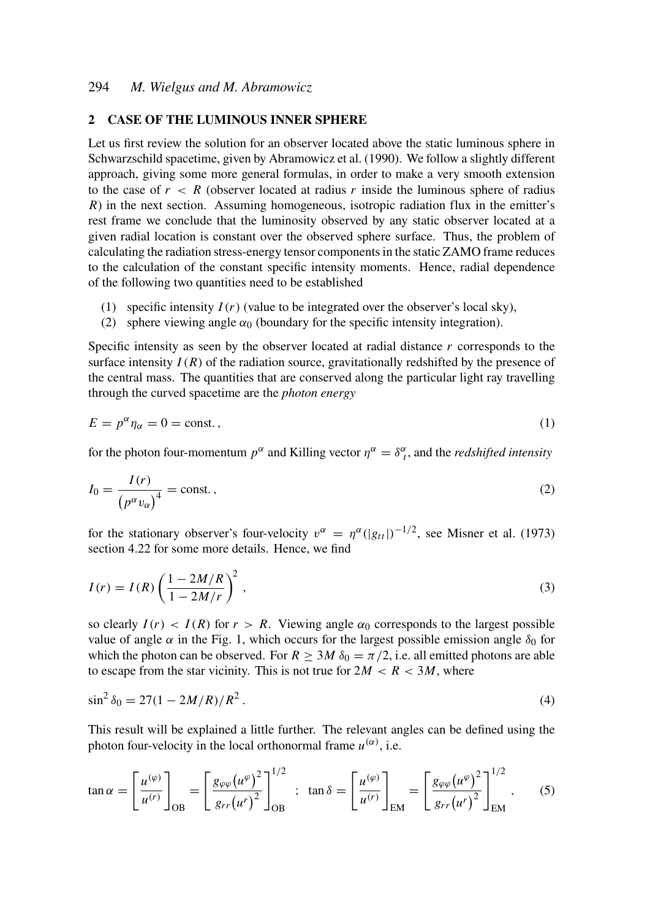## 2 CASE OF THE LUMINOUS INNER SPHERE

Let us first review the solution for an observer located above the static luminous sphere in Schwarzschild spacetime, given by Abramowicz et al. (1990). We follow a slightly different approach, giving some more general formulas, in order to make a very smooth extension to the case of $r < R$ (observer located at radius $r$ inside the luminous sphere of radius $R$) in the next section. Assuming homogeneous, isotropic radiation flux in the emitter's rest frame we conclude that the luminosity observed by any static observer located at a given radial location is constant over the observed sphere surface. Thus, the problem of calculating the radiation stress-energy tensor components in the static ZAMO frame reduces to the calculation of the constant specific intensity moments. Hence, radial dependence of the following two quantities need to be established

1. specific intensity $I(r)$ (value to be integrated over the observer's local sky),
2. sphere viewing angle $\alpha_0$ (boundary for the specific intensity integration).

Specific intensity as seen by the observer located at radial distance $r$ corresponds to the surface intensity $I(R)$ of the radiation source, gravitationally redshifted by the presence of the central mass. The quantities that are conserved along the particular light ray travelling through the curved spacetime are the *photon energy*

$$E = p^{\alpha}\eta_{\alpha} = 0 = \text{const.}\,, \tag{1}$$

for the photon four-momentum $p^{\alpha}$ and Killing vector $\eta^{\alpha} = \delta^{\alpha}_{t}$, and the *redshifted intensity*

$$I_0 = \frac{I(r)}{\left(p^{\alpha}v_{\alpha}\right)^4} = \text{const.}\,, \tag{2}$$

for the stationary observer's four-velocity $v^{\alpha} = \eta^{\alpha}(|g_{tt}|)^{-1/2}$, see Misner et al. (1973) section 4.22 for some more details. Hence, we find

$$I(r) = I(R)\left(\frac{1 - 2M/R}{1 - 2M/r}\right)^2\,, \tag{3}$$

so clearly $I(r) < I(R)$ for $r > R$. Viewing angle $\alpha_0$ corresponds to the largest possible value of angle $\alpha$ in the Fig. 1, which occurs for the largest possible emission angle $\delta_0$ for which the photon can be observed. For $R \geq 3M$ $\delta_0 = \pi/2$, i.e. all emitted photons are able to escape from the star vicinity. This is not true for $2M < R < 3M$, where

$$\sin^2\delta_0 = 27(1 - 2M/R)/R^2\,. \tag{4}$$

This result will be explained a little further. The relevant angles can be defined using the photon four-velocity in the local orthonormal frame $u^{(\alpha)}$, i.e.

$$\tan\alpha = \left[\frac{u^{(\varphi)}}{u^{(r)}}\right]_{\text{OB}} = \left[\frac{g_{\varphi\varphi}\left(u^{\varphi}\right)^2}{g_{rr}\left(u^{r}\right)^2}\right]^{1/2}_{\text{OB}} \;\;;\;\; \tan\delta = \left[\frac{u^{(\varphi)}}{u^{(r)}}\right]_{\text{EM}} = \left[\frac{g_{\varphi\varphi}\left(u^{\varphi}\right)^2}{g_{rr}\left(u^{r}\right)^2}\right]^{1/2}_{\text{EM}}\,, \tag{5}$$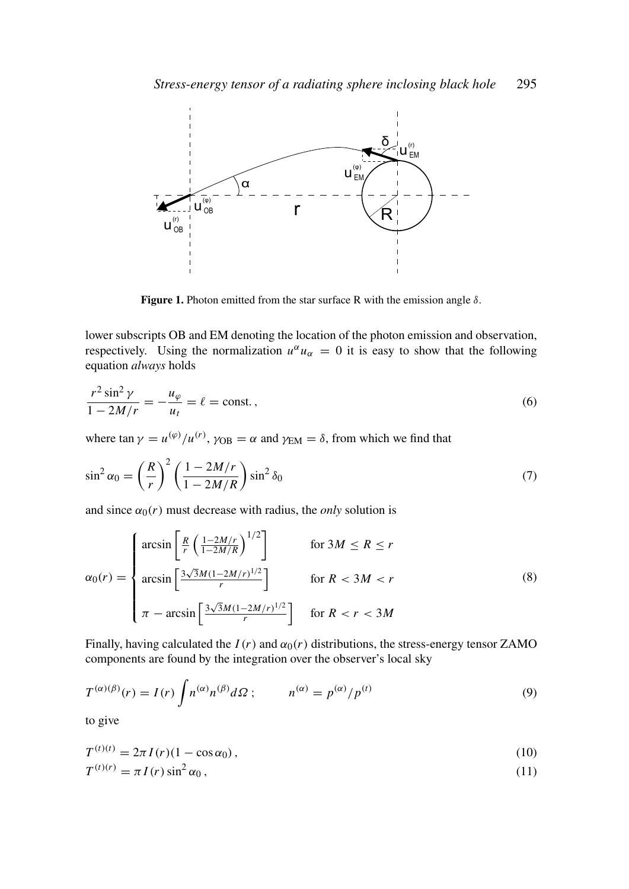Figure 1. Photon emitted from the star surface R with the emission angle $\delta$.

lower subscripts OB and EM denoting the location of the photon emission and observation, respectively. Using the normalization $u^{\alpha}u_{\alpha} = 0$ it is easy to show that the following equation *always* holds

$$\frac{r^2 \sin^2 \gamma}{1 - 2M/r} = -\frac{u_{\varphi}}{u_t} = \ell = \text{const.}\,, \tag{6}$$

where $\tan\gamma = u^{(\varphi)}/u^{(r)}$, $\gamma_{\rm OB} = \alpha$ and $\gamma_{\rm EM} = \delta$, from which we find that

$$\sin^2 \alpha_0 = \left(\frac{R}{r}\right)^2 \left(\frac{1 - 2M/r}{1 - 2M/R}\right) \sin^2 \delta_0 \tag{7}$$

and since $\alpha_0(r)$ must decrease with radius, the *only* solution is

$$\alpha_0(r) = \begin{cases} \arcsin\left[\frac{R}{r}\left(\frac{1-2M/r}{1-2M/R}\right)^{1/2}\right] & \text{for } 3M \le R \le r \\ \arcsin\left[\frac{3\sqrt{3}M(1-2M/r)^{1/2}}{r}\right] & \text{for } R < 3M < r \\ \pi - \arcsin\left[\frac{3\sqrt{3}M(1-2M/r)^{1/2}}{r}\right] & \text{for } R < r < 3M \end{cases} \tag{8}$$

Finally, having calculated the $I(r)$ and $\alpha_0(r)$ distributions, the stress-energy tensor ZAMO components are found by the integration over the observer's local sky

$$T^{(\alpha)(\beta)}(r) = I(r) \int n^{(\alpha)} n^{(\beta)} d\Omega\,; \qquad n^{(\alpha)} = p^{(\alpha)}/p^{(t)} \tag{9}$$

to give

$$T^{(t)(t)} = 2\pi I(r)(1 - \cos\alpha_0)\,, \tag{10}$$

$$T^{(t)(r)} = \pi I(r) \sin^2 \alpha_0\,, \tag{11}$$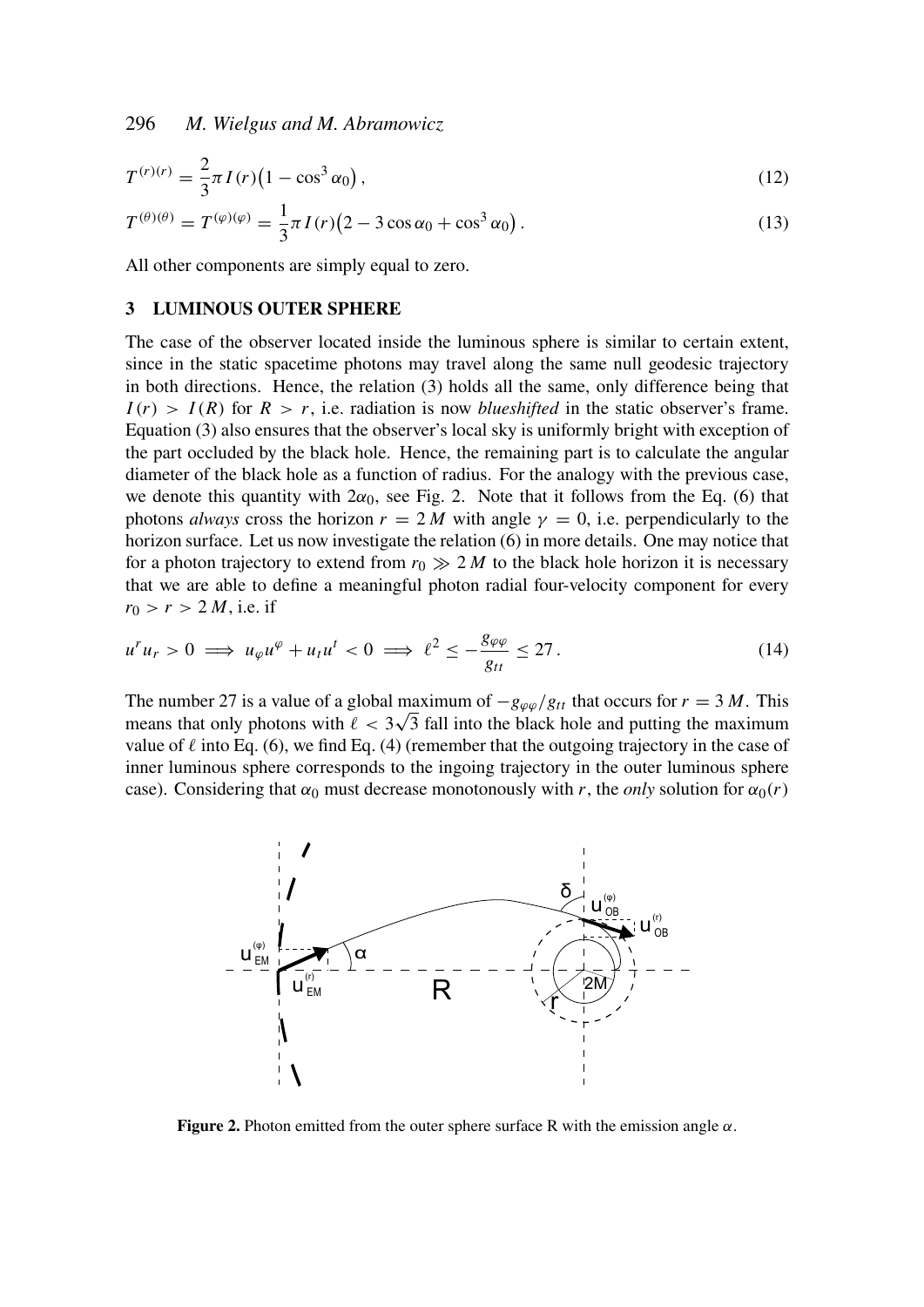$$T^{(r)(r)} = \frac{2}{3}\pi I(r)\left(1 - \cos^3 \alpha_0\right), \tag{12}$$

$$T^{(\theta)(\theta)} = T^{(\varphi)(\varphi)} = \frac{1}{3}\pi I(r)\left(2 - 3\cos\alpha_0 + \cos^3 \alpha_0\right). \tag{13}$$

All other components are simply equal to zero.

## 3 LUMINOUS OUTER SPHERE

The case of the observer located inside the luminous sphere is similar to certain extent, since in the static spacetime photons may travel along the same null geodesic trajectory in both directions. Hence, the relation (3) holds all the same, only difference being that $I(r) > I(R)$ for $R > r$, i.e. radiation is now *blueshifted* in the static observer's frame. Equation (3) also ensures that the observer's local sky is uniformly bright with exception of the part occluded by the black hole. Hence, the remaining part is to calculate the angular diameter of the black hole as a function of radius. For the analogy with the previous case, we denote this quantity with $2\alpha_0$, see Fig. 2. Note that it follows from the Eq. (6) that photons *always* cross the horizon $r = 2\,M$ with angle $\gamma = 0$, i.e. perpendicularly to the horizon surface. Let us now investigate the relation (6) in more details. One may notice that for a photon trajectory to extend from $r_0 \gg 2\,M$ to the black hole horizon it is necessary that we are able to define a meaningful photon radial four-velocity component for every $r_0 > r > 2\,M$, i.e. if

$$u^r u_r > 0 \implies u_\varphi u^\varphi + u_t u^t < 0 \implies \ell^2 \leq -\frac{g_{\varphi\varphi}}{g_{tt}} \leq 27\,. \tag{14}$$

The number 27 is a value of a global maximum of $-g_{\varphi\varphi}/g_{tt}$ that occurs for $r = 3\,M$. This means that only photons with $\ell < 3\sqrt{3}$ fall into the black hole and putting the maximum value of $\ell$ into Eq. (6), we find Eq. (4) (remember that the outgoing trajectory in the case of inner luminous sphere corresponds to the ingoing trajectory in the outer luminous sphere case). Considering that $\alpha_0$ must decrease monotonously with $r$, the *only* solution for $\alpha_0(r)$

**Figure 2.** Photon emitted from the outer sphere surface R with the emission angle $\alpha$.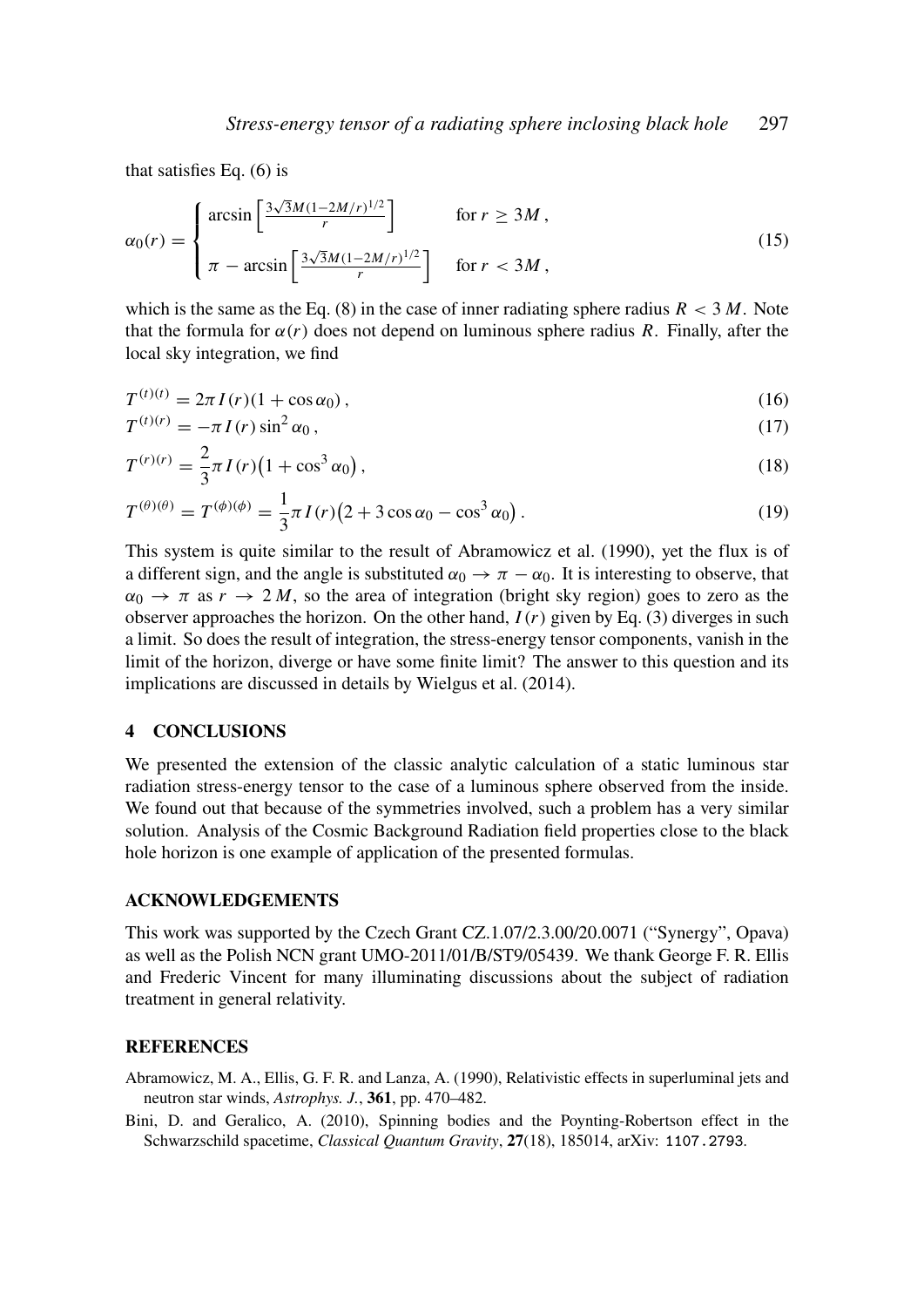that satisfies Eq. (6) is

$$
\alpha_0(r) = \begin{cases} \arcsin\left[\frac{3\sqrt{3}M(1-2M/r)^{1/2}}{r}\right] & \text{for } r \geq 3M\,, \\ \pi - \arcsin\left[\frac{3\sqrt{3}M(1-2M/r)^{1/2}}{r}\right] & \text{for } r < 3M\,, \end{cases} \tag{15}
$$

which is the same as the Eq. (8) in the case of inner radiating sphere radius $R < 3\,M$. Note that the formula for $\alpha(r)$ does not depend on luminous sphere radius $R$. Finally, after the local sky integration, we find

$$
T^{(t)(t)} = 2\pi I(r)(1 + \cos\alpha_0)\,, \tag{16}
$$

$$
T^{(t)(r)} = -\pi I(r)\sin^2\alpha_0\,, \tag{17}
$$

$$
T^{(r)(r)} = \frac{2}{3}\pi I(r)\big(1 + \cos^3\alpha_0\big)\,, \tag{18}
$$

$$
T^{(\theta)(\theta)} = T^{(\phi)(\phi)} = \frac{1}{3}\pi I(r)\big(2 + 3\cos\alpha_0 - \cos^3\alpha_0\big)\,. \tag{19}
$$

This system is quite similar to the result of Abramowicz et al. (1990), yet the flux is of a different sign, and the angle is substituted $\alpha_0 \to \pi - \alpha_0$. It is interesting to observe, that $\alpha_0 \to \pi$ as $r \to 2\,M$, so the area of integration (bright sky region) goes to zero as the observer approaches the horizon. On the other hand, $I(r)$ given by Eq. (3) diverges in such a limit. So does the result of integration, the stress-energy tensor components, vanish in the limit of the horizon, diverge or have some finite limit? The answer to this question and its implications are discussed in details by Wielgus et al. (2014).

## 4 CONCLUSIONS

We presented the extension of the classic analytic calculation of a static luminous star radiation stress-energy tensor to the case of a luminous sphere observed from the inside. We found out that because of the symmetries involved, such a problem has a very similar solution. Analysis of the Cosmic Background Radiation field properties close to the black hole horizon is one example of application of the presented formulas.

## ACKNOWLEDGEMENTS

This work was supported by the Czech Grant CZ.1.07/2.3.00/20.0071 ("Synergy", Opava) as well as the Polish NCN grant UMO-2011/01/B/ST9/05439. We thank George F. R. Ellis and Frederic Vincent for many illuminating discussions about the subject of radiation treatment in general relativity.

## REFERENCES

Abramowicz, M. A., Ellis, G. F. R. and Lanza, A. (1990), Relativistic effects in superluminal jets and neutron star winds, *Astrophys. J.*, **361**, pp. 470–482.

Bini, D. and Geralico, A. (2010), Spinning bodies and the Poynting-Robertson effect in the Schwarzschild spacetime, *Classical Quantum Gravity*, **27**(18), 185014, arXiv: 1107.2793.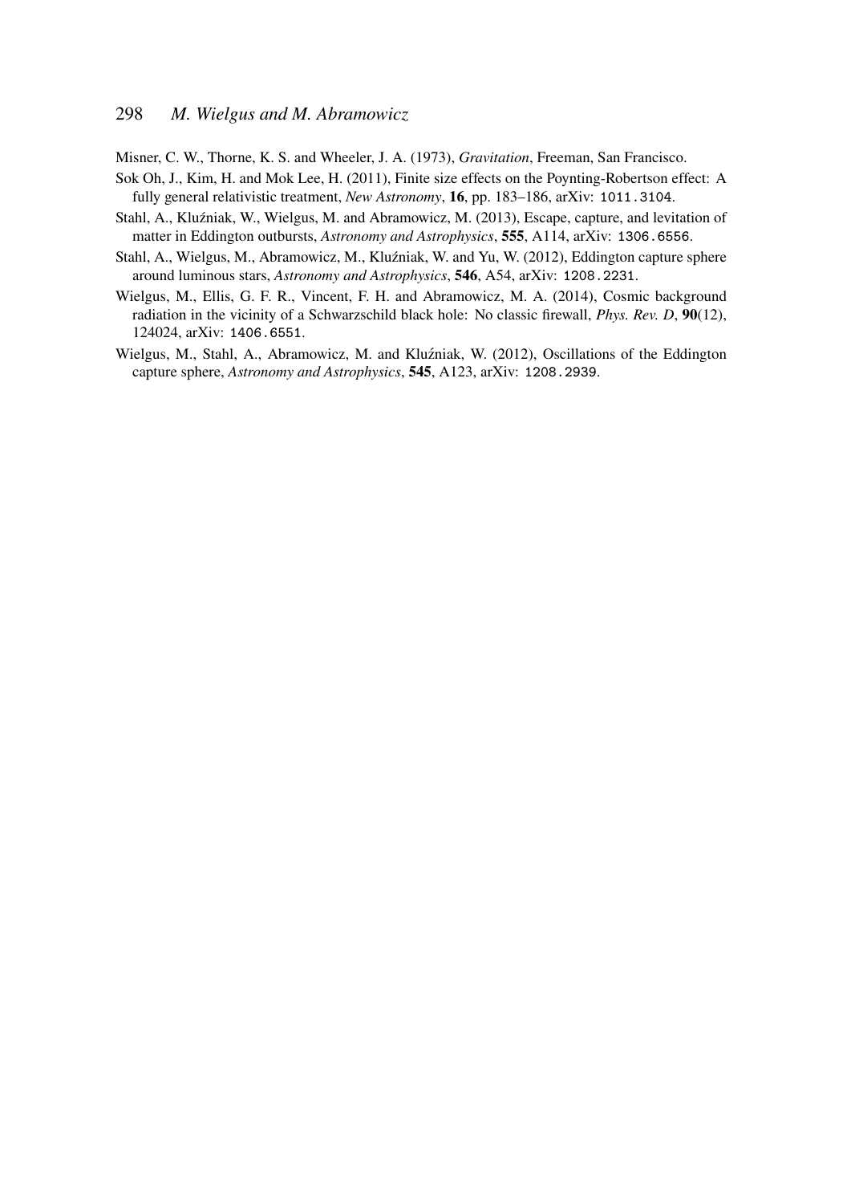Misner, C. W., Thorne, K. S. and Wheeler, J. A. (1973), *Gravitation*, Freeman, San Francisco.

Sok Oh, J., Kim, H. and Mok Lee, H. (2011), Finite size effects on the Poynting-Robertson effect: A fully general relativistic treatment, *New Astronomy*, **16**, pp. 183–186, arXiv: 1011.3104.

Stahl, A., Kluźniak, W., Wielgus, M. and Abramowicz, M. (2013), Escape, capture, and levitation of matter in Eddington outbursts, *Astronomy and Astrophysics*, **555**, A114, arXiv: 1306.6556.

Stahl, A., Wielgus, M., Abramowicz, M., Kluźniak, W. and Yu, W. (2012), Eddington capture sphere around luminous stars, *Astronomy and Astrophysics*, **546**, A54, arXiv: 1208.2231.

Wielgus, M., Ellis, G. F. R., Vincent, F. H. and Abramowicz, M. A. (2014), Cosmic background radiation in the vicinity of a Schwarzschild black hole: No classic firewall, *Phys. Rev. D*, **90**(12), 124024, arXiv: 1406.6551.

Wielgus, M., Stahl, A., Abramowicz, M. and Kluźniak, W. (2012), Oscillations of the Eddington capture sphere, *Astronomy and Astrophysics*, **545**, A123, arXiv: 1208.2939.